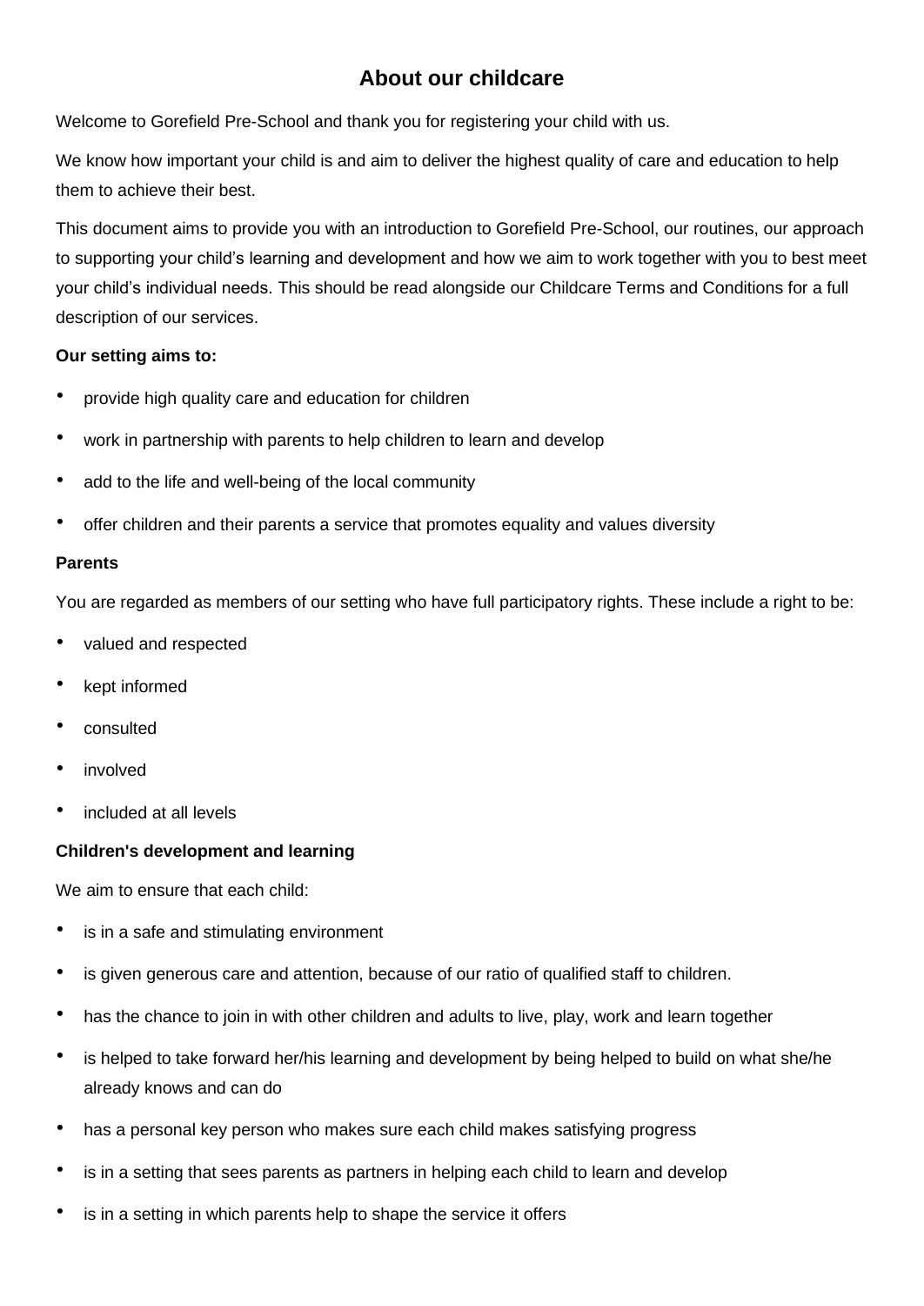# About our childcare

Welcome to Gorefield Pre-School and thank you for registering your child with us.

We know how important your child is and aim to deliver the highest quality of care and education to help them to achieve their best.

This document aims to provide you with an introduction to Gorefield Pre-School, our routines, our approach to supporting your child's learning and development and how we aim to work together with you to best meet your child's individual needs. This should be read alongside our Childcare Terms and Conditions for a full description of our services.

**Our setting aims to:**

- provide high quality care and education for children
- work in partnership with parents to help children to learn and develop
- add to the life and well-being of the local community
- offer children and their parents a service that promotes equality and values diversity

**Parents**

You are regarded as members of our setting who have full participatory rights. These include a right to be:

- valued and respected
- kept informed
- consulted
- involved
- included at all levels

**Children's development and learning**

We aim to ensure that each child:

- is in a safe and stimulating environment
- is given generous care and attention, because of our ratio of qualified staff to children.
- has the chance to join in with other children and adults to live, play, work and learn together
- is helped to take forward her/his learning and development by being helped to build on what she/he already knows and can do
- has a personal key person who makes sure each child makes satisfying progress
- is in a setting that sees parents as partners in helping each child to learn and develop
- is in a setting in which parents help to shape the service it offers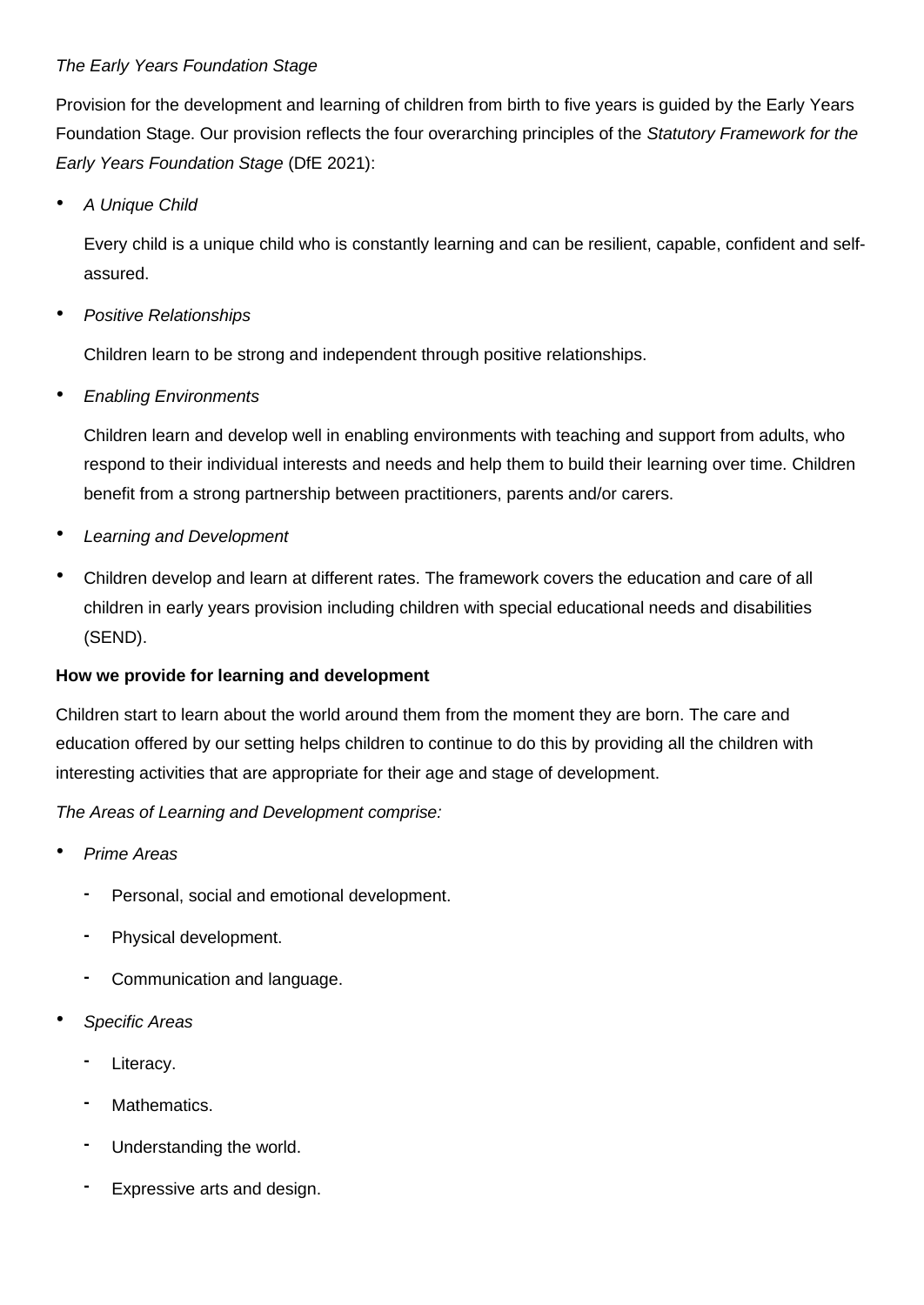*The Early Years Foundation Stage*

Provision for the development and learning of children from birth to five years is guided by the Early Years Foundation Stage. Our provision reflects the four overarching principles of the *Statutory Framework for the Early Years Foundation Stage* (DfE 2021):

- *A Unique Child*

  Every child is a unique child who is constantly learning and can be resilient, capable, confident and self-assured.

- *Positive Relationships*

  Children learn to be strong and independent through positive relationships.

- *Enabling Environments*

  Children learn and develop well in enabling environments with teaching and support from adults, who respond to their individual interests and needs and help them to build their learning over time. Children benefit from a strong partnership between practitioners, parents and/or carers.

- *Learning and Development*
- Children develop and learn at different rates. The framework covers the education and care of all children in early years provision including children with special educational needs and disabilities (SEND).

**How we provide for learning and development**

Children start to learn about the world around them from the moment they are born. The care and education offered by our setting helps children to continue to do this by providing all the children with interesting activities that are appropriate for their age and stage of development.

*The Areas of Learning and Development comprise:*

- *Prime Areas*
  - Personal, social and emotional development.
  - Physical development.
  - Communication and language.
- *Specific Areas*
  - Literacy.
  - Mathematics.
  - Understanding the world.
  - Expressive arts and design.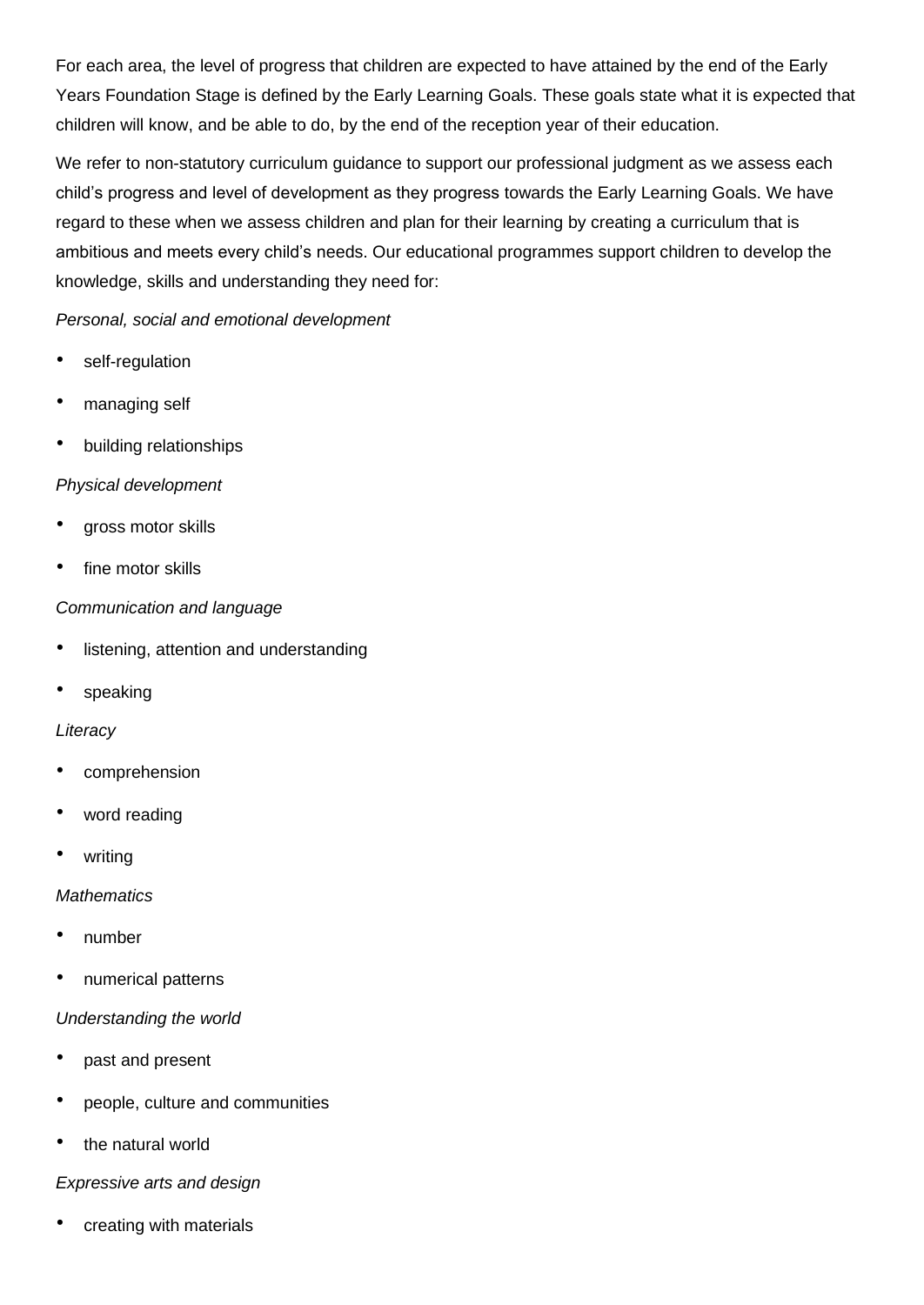For each area, the level of progress that children are expected to have attained by the end of the Early Years Foundation Stage is defined by the Early Learning Goals. These goals state what it is expected that children will know, and be able to do, by the end of the reception year of their education.

We refer to non-statutory curriculum guidance to support our professional judgment as we assess each child's progress and level of development as they progress towards the Early Learning Goals. We have regard to these when we assess children and plan for their learning by creating a curriculum that is ambitious and meets every child's needs. Our educational programmes support children to develop the knowledge, skills and understanding they need for:

*Personal, social and emotional development*

- self-regulation
- managing self
- building relationships

*Physical development*

- gross motor skills
- fine motor skills

*Communication and language*

- listening, attention and understanding
- speaking

*Literacy*

- comprehension
- word reading
- writing

*Mathematics*

- number
- numerical patterns

*Understanding the world*

- past and present
- people, culture and communities
- the natural world

*Expressive arts and design*

- creating with materials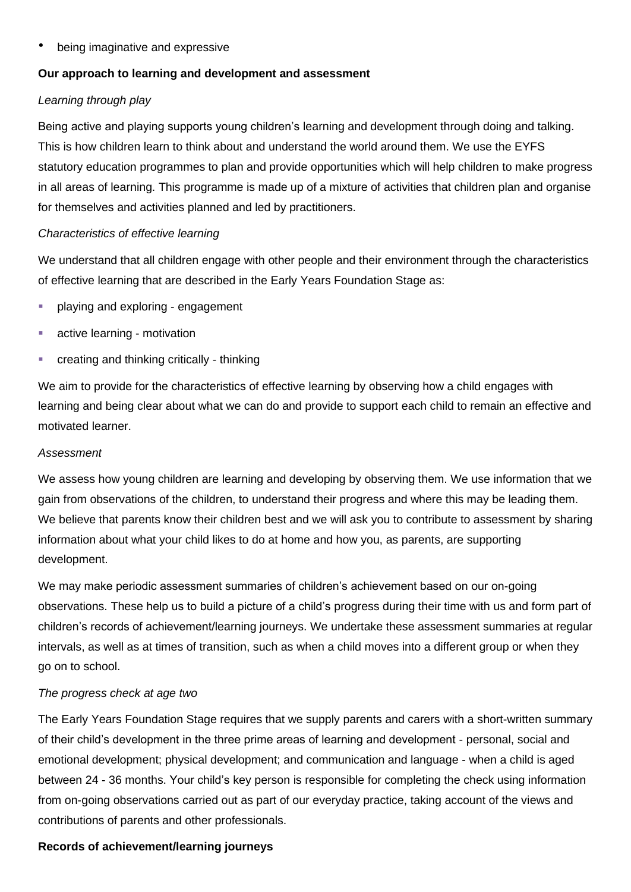- being imaginative and expressive

**Our approach to learning and development and assessment**

*Learning through play*

Being active and playing supports young children's learning and development through doing and talking. This is how children learn to think about and understand the world around them. We use the EYFS statutory education programmes to plan and provide opportunities which will help children to make progress in all areas of learning. This programme is made up of a mixture of activities that children plan and organise for themselves and activities planned and led by practitioners.

*Characteristics of effective learning*

We understand that all children engage with other people and their environment through the characteristics of effective learning that are described in the Early Years Foundation Stage as:

- playing and exploring - engagement
- active learning - motivation
- creating and thinking critically - thinking

We aim to provide for the characteristics of effective learning by observing how a child engages with learning and being clear about what we can do and provide to support each child to remain an effective and motivated learner.

*Assessment*

We assess how young children are learning and developing by observing them. We use information that we gain from observations of the children, to understand their progress and where this may be leading them. We believe that parents know their children best and we will ask you to contribute to assessment by sharing information about what your child likes to do at home and how you, as parents, are supporting development.

We may make periodic assessment summaries of children's achievement based on our on-going observations. These help us to build a picture of a child's progress during their time with us and form part of children's records of achievement/learning journeys. We undertake these assessment summaries at regular intervals, as well as at times of transition, such as when a child moves into a different group or when they go on to school.

*The progress check at age two*

The Early Years Foundation Stage requires that we supply parents and carers with a short-written summary of their child's development in the three prime areas of learning and development - personal, social and emotional development; physical development; and communication and language - when a child is aged between 24 - 36 months. Your child's key person is responsible for completing the check using information from on-going observations carried out as part of our everyday practice, taking account of the views and contributions of parents and other professionals.

**Records of achievement/learning journeys**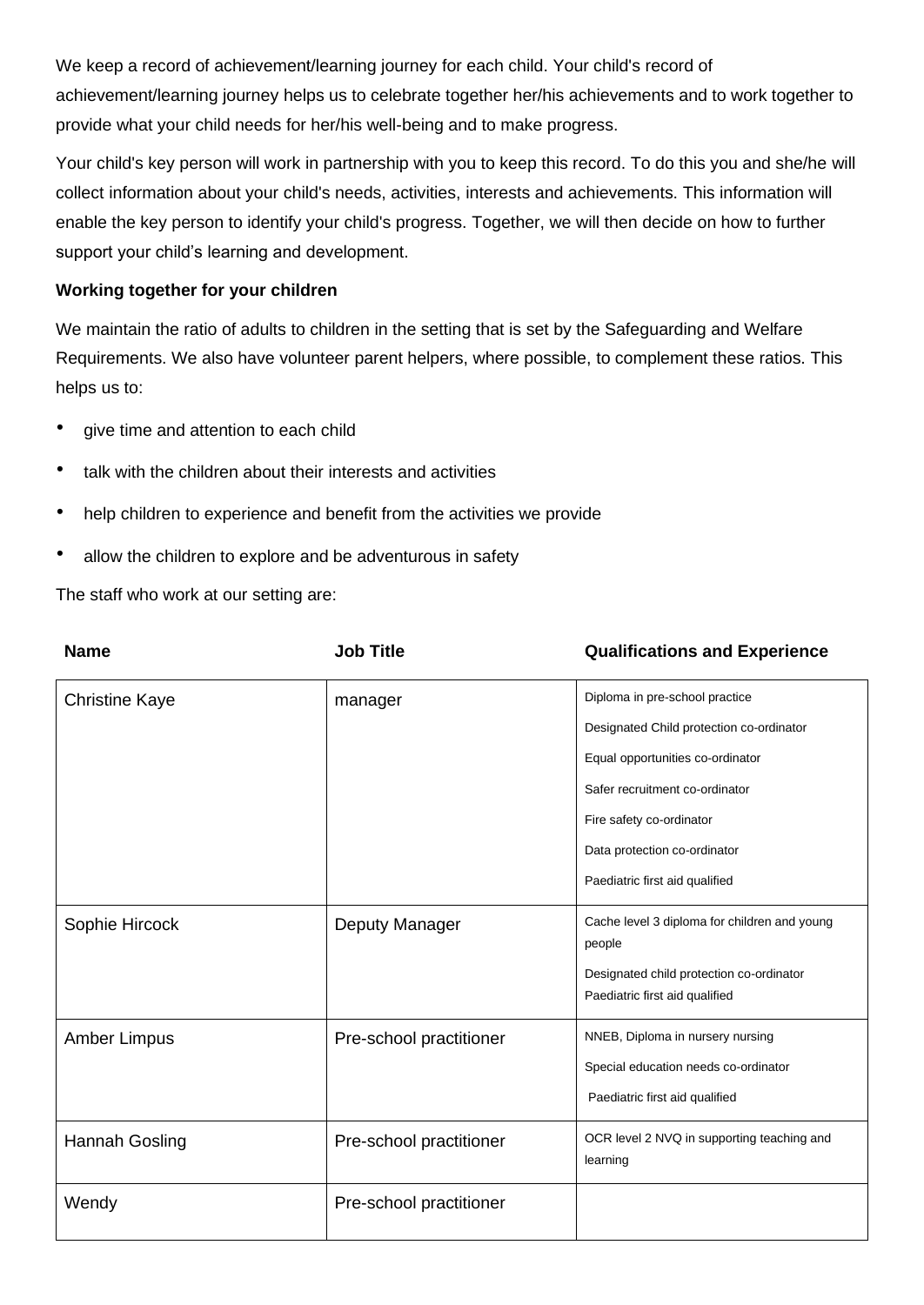We keep a record of achievement/learning journey for each child. Your child's record of achievement/learning journey helps us to celebrate together her/his achievements and to work together to provide what your child needs for her/his well-being and to make progress.

Your child's key person will work in partnership with you to keep this record. To do this you and she/he will collect information about your child's needs, activities, interests and achievements. This information will enable the key person to identify your child's progress. Together, we will then decide on how to further support your child's learning and development.

**Working together for your children**

We maintain the ratio of adults to children in the setting that is set by the Safeguarding and Welfare Requirements. We also have volunteer parent helpers, where possible, to complement these ratios. This helps us to:

- give time and attention to each child
- talk with the children about their interests and activities
- help children to experience and benefit from the activities we provide
- allow the children to explore and be adventurous in safety

The staff who work at our setting are:

| Name | Job Title | Qualifications and Experience |
|---|---|---|
| Christine Kaye | manager | Diploma in pre-school practice<br>Designated Child protection co-ordinator<br>Equal opportunities co-ordinator<br>Safer recruitment co-ordinator<br>Fire safety co-ordinator<br>Data protection co-ordinator<br>Paediatric first aid qualified |
| Sophie Hircock | Deputy Manager | Cache level 3 diploma for children and young people<br>Designated child protection co-ordinator<br>Paediatric first aid qualified |
| Amber Limpus | Pre-school practitioner | NNEB, Diploma in nursery nursing<br>Special education needs co-ordinator<br>Paediatric first aid qualified |
| Hannah Gosling | Pre-school practitioner | OCR level 2 NVQ in supporting teaching and learning |
| Wendy | Pre-school practitioner | |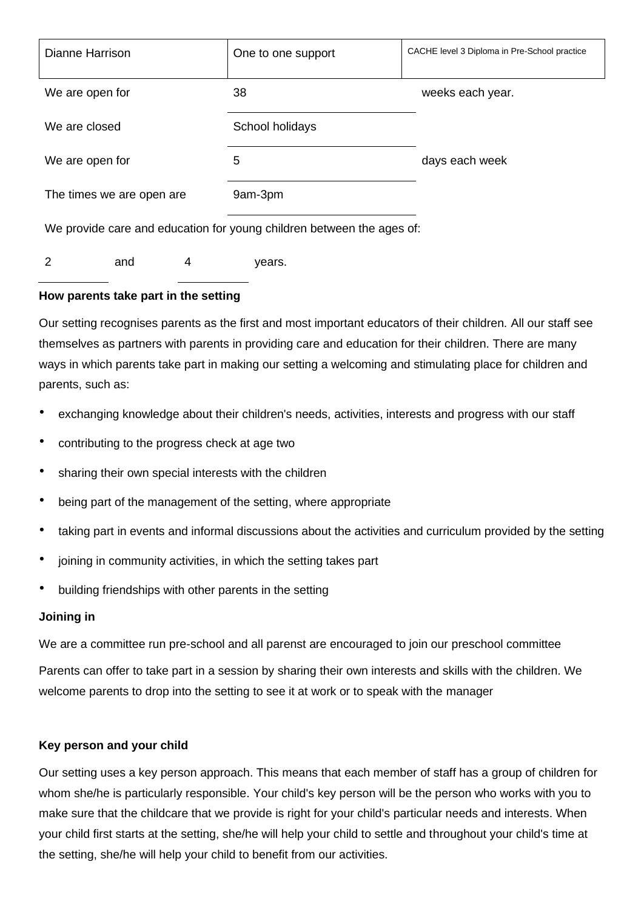| Dianne Harrison | One to one support | CACHE level 3 Diploma in Pre-School practice |
|---|---|---|

| | | |
|---|---|---|
| We are open for | 38 | weeks each year. |
| We are closed | School holidays | |
| We are open for | 5 | days each week |
| The times we are open are | 9am-3pm | |

We provide care and education for young children between the ages of:

2 and 4 years.

**How parents take part in the setting**

Our setting recognises parents as the first and most important educators of their children. All our staff see themselves as partners with parents in providing care and education for their children. There are many ways in which parents take part in making our setting a welcoming and stimulating place for children and parents, such as:

- exchanging knowledge about their children's needs, activities, interests and progress with our staff
- contributing to the progress check at age two
- sharing their own special interests with the children
- being part of the management of the setting, where appropriate
- taking part in events and informal discussions about the activities and curriculum provided by the setting
- joining in community activities, in which the setting takes part
- building friendships with other parents in the setting

**Joining in**

We are a committee run pre-school and all parenst are encouraged to join our preschool committee

Parents can offer to take part in a session by sharing their own interests and skills with the children. We welcome parents to drop into the setting to see it at work or to speak with the manager

**Key person and your child**

Our setting uses a key person approach. This means that each member of staff has a group of children for whom she/he is particularly responsible. Your child's key person will be the person who works with you to make sure that the childcare that we provide is right for your child's particular needs and interests. When your child first starts at the setting, she/he will help your child to settle and throughout your child's time at the setting, she/he will help your child to benefit from our activities.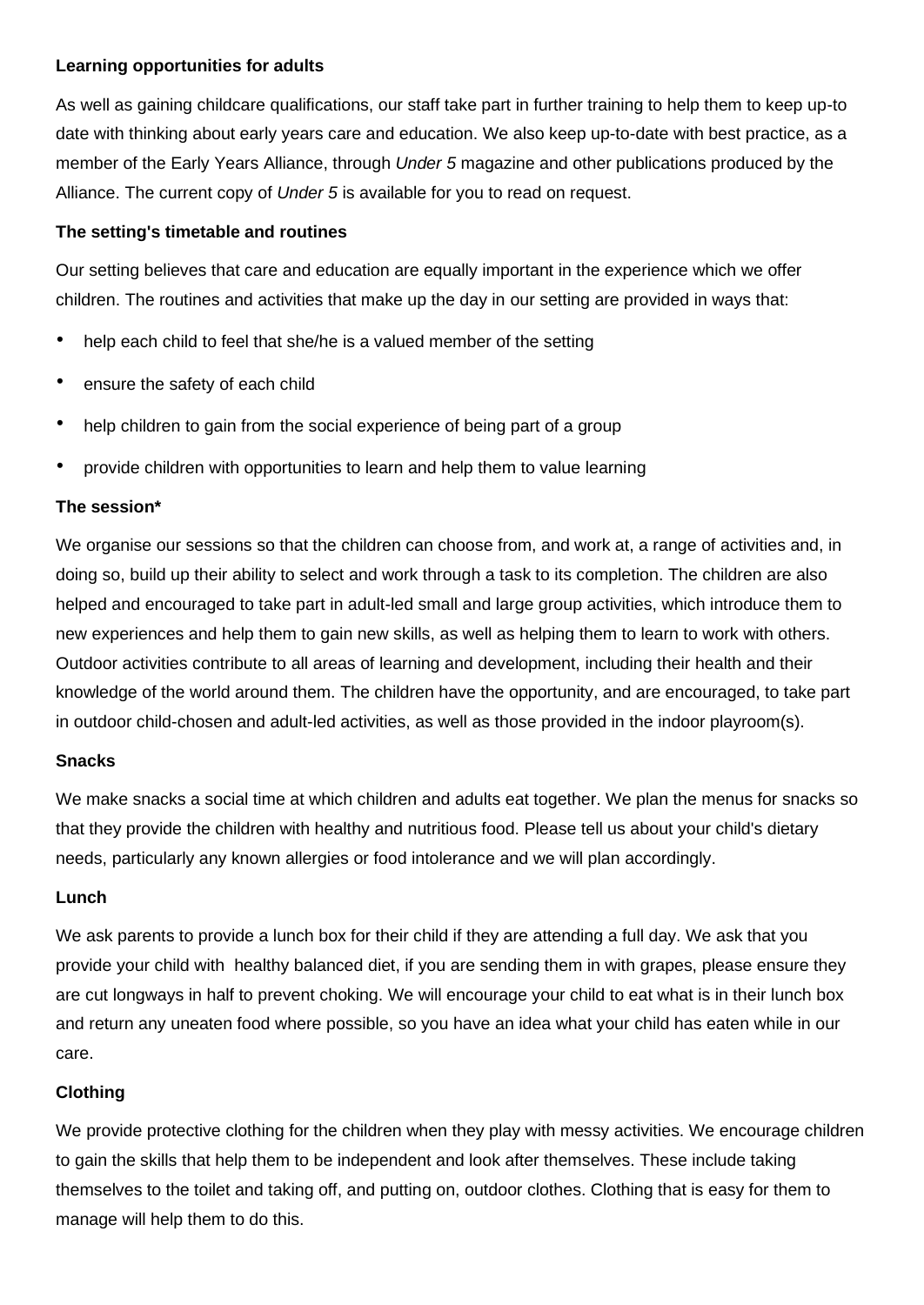**Learning opportunities for adults**

As well as gaining childcare qualifications, our staff take part in further training to help them to keep up-to date with thinking about early years care and education. We also keep up-to-date with best practice, as a member of the Early Years Alliance, through *Under 5* magazine and other publications produced by the Alliance. The current copy of *Under 5* is available for you to read on request.

**The setting's timetable and routines**

Our setting believes that care and education are equally important in the experience which we offer children. The routines and activities that make up the day in our setting are provided in ways that:

- help each child to feel that she/he is a valued member of the setting
- ensure the safety of each child
- help children to gain from the social experience of being part of a group
- provide children with opportunities to learn and help them to value learning

**The session***

We organise our sessions so that the children can choose from, and work at, a range of activities and, in doing so, build up their ability to select and work through a task to its completion. The children are also helped and encouraged to take part in adult-led small and large group activities, which introduce them to new experiences and help them to gain new skills, as well as helping them to learn to work with others. Outdoor activities contribute to all areas of learning and development, including their health and their knowledge of the world around them. The children have the opportunity, and are encouraged, to take part in outdoor child-chosen and adult-led activities, as well as those provided in the indoor playroom(s).

**Snacks**

We make snacks a social time at which children and adults eat together. We plan the menus for snacks so that they provide the children with healthy and nutritious food. Please tell us about your child's dietary needs, particularly any known allergies or food intolerance and we will plan accordingly.

**Lunch**

We ask parents to provide a lunch box for their child if they are attending a full day. We ask that you provide your child with  healthy balanced diet, if you are sending them in with grapes, please ensure they are cut longways in half to prevent choking. We will encourage your child to eat what is in their lunch box and return any uneaten food where possible, so you have an idea what your child has eaten while in our care.

**Clothing**

We provide protective clothing for the children when they play with messy activities. We encourage children to gain the skills that help them to be independent and look after themselves. These include taking themselves to the toilet and taking off, and putting on, outdoor clothes. Clothing that is easy for them to manage will help them to do this.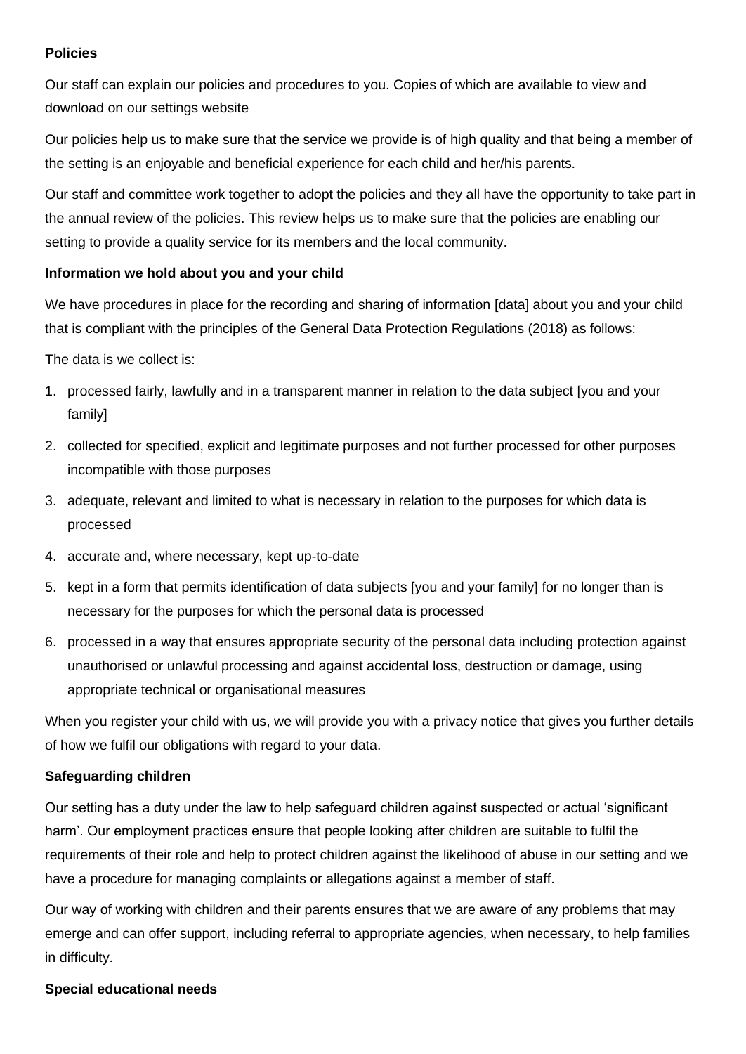**Policies**

Our staff can explain our policies and procedures to you. Copies of which are available to view and download on our settings website

Our policies help us to make sure that the service we provide is of high quality and that being a member of the setting is an enjoyable and beneficial experience for each child and her/his parents.

Our staff and committee work together to adopt the policies and they all have the opportunity to take part in the annual review of the policies. This review helps us to make sure that the policies are enabling our setting to provide a quality service for its members and the local community.

**Information we hold about you and your child**

We have procedures in place for the recording and sharing of information [data] about you and your child that is compliant with the principles of the General Data Protection Regulations (2018) as follows:

The data is we collect is:

1. processed fairly, lawfully and in a transparent manner in relation to the data subject [you and your family]
2. collected for specified, explicit and legitimate purposes and not further processed for other purposes incompatible with those purposes
3. adequate, relevant and limited to what is necessary in relation to the purposes for which data is processed
4. accurate and, where necessary, kept up-to-date
5. kept in a form that permits identification of data subjects [you and your family] for no longer than is necessary for the purposes for which the personal data is processed
6. processed in a way that ensures appropriate security of the personal data including protection against unauthorised or unlawful processing and against accidental loss, destruction or damage, using appropriate technical or organisational measures

When you register your child with us, we will provide you with a privacy notice that gives you further details of how we fulfil our obligations with regard to your data.

**Safeguarding children**

Our setting has a duty under the law to help safeguard children against suspected or actual 'significant harm'. Our employment practices ensure that people looking after children are suitable to fulfil the requirements of their role and help to protect children against the likelihood of abuse in our setting and we have a procedure for managing complaints or allegations against a member of staff.

Our way of working with children and their parents ensures that we are aware of any problems that may emerge and can offer support, including referral to appropriate agencies, when necessary, to help families in difficulty.

**Special educational needs**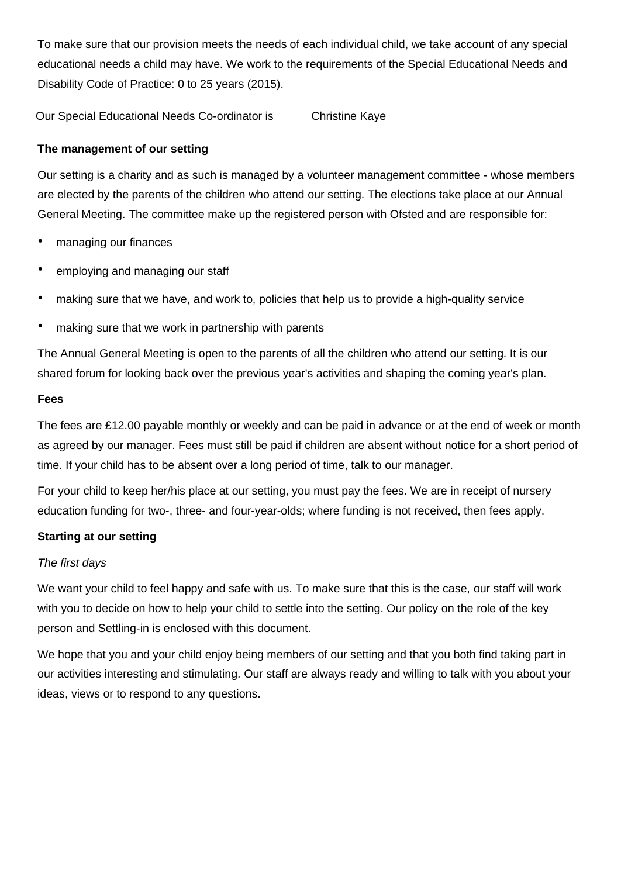To make sure that our provision meets the needs of each individual child, we take account of any special educational needs a child may have. We work to the requirements of the Special Educational Needs and Disability Code of Practice: 0 to 25 years (2015).

Our Special Educational Needs Co-ordinator is Christine Kaye

**The management of our setting**

Our setting is a charity and as such is managed by a volunteer management committee - whose members are elected by the parents of the children who attend our setting. The elections take place at our Annual General Meeting. The committee make up the registered person with Ofsted and are responsible for:

- managing our finances
- employing and managing our staff
- making sure that we have, and work to, policies that help us to provide a high-quality service
- making sure that we work in partnership with parents

The Annual General Meeting is open to the parents of all the children who attend our setting. It is our shared forum for looking back over the previous year's activities and shaping the coming year's plan.

**Fees**

The fees are £12.00 payable monthly or weekly and can be paid in advance or at the end of week or month as agreed by our manager. Fees must still be paid if children are absent without notice for a short period of time. If your child has to be absent over a long period of time, talk to our manager.

For your child to keep her/his place at our setting, you must pay the fees. We are in receipt of nursery education funding for two-, three- and four-year-olds; where funding is not received, then fees apply.

**Starting at our setting**

*The first days*

We want your child to feel happy and safe with us. To make sure that this is the case, our staff will work with you to decide on how to help your child to settle into the setting. Our policy on the role of the key person and Settling-in is enclosed with this document.

We hope that you and your child enjoy being members of our setting and that you both find taking part in our activities interesting and stimulating. Our staff are always ready and willing to talk with you about your ideas, views or to respond to any questions.